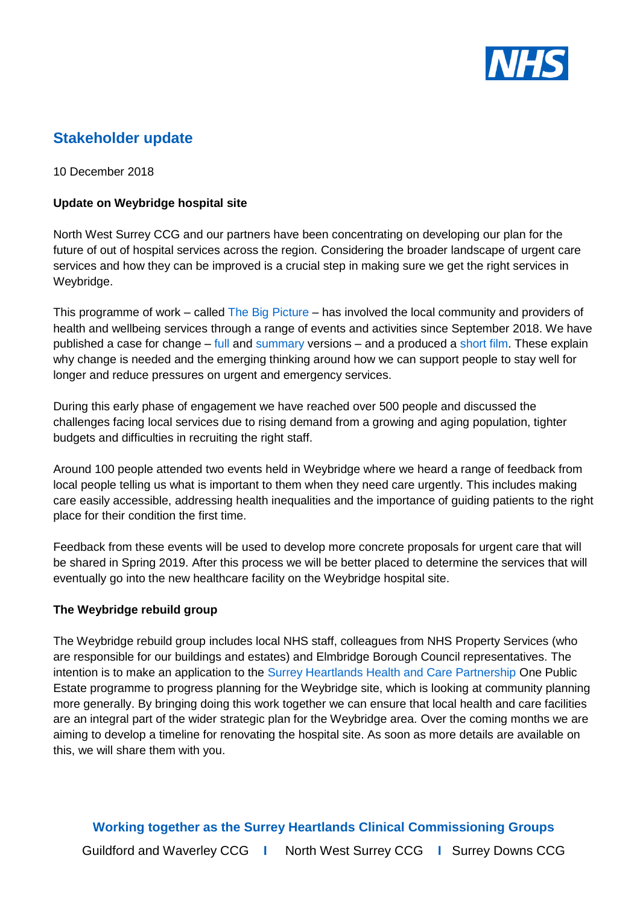# Stakeholder update

10 December 2018

**Update on Weybridge hospital site**

North West Surrey CCG and our partners have been concentrating on developing our plan for the future of out of hospital services across the region. Considering the broader landscape of urgent care services and how they can be improved is a crucial step in making sure we get the right services in Weybridge.

This programme of work – called The Big Picture – has involved the local community and providers of health and wellbeing services through a range of events and activities since September 2018. We have published a case for change – full and summary versions – and a produced a short film. These explain why change is needed and the emerging thinking around how we can support people to stay well for longer and reduce pressures on urgent and emergency services.

During this early phase of engagement we have reached over 500 people and discussed the challenges facing local services due to rising demand from a growing and aging population, tighter budgets and difficulties in recruiting the right staff.

Around 100 people attended two events held in Weybridge where we heard a range of feedback from local people telling us what is important to them when they need care urgently. This includes making care easily accessible, addressing health inequalities and the importance of guiding patients to the right place for their condition the first time.

Feedback from these events will be used to develop more concrete proposals for urgent care that will be shared in Spring 2019. After this process we will be better placed to determine the services that will eventually go into the new healthcare facility on the Weybridge hospital site.

**The Weybridge rebuild group**

The Weybridge rebuild group includes local NHS staff, colleagues from NHS Property Services (who are responsible for our buildings and estates) and Elmbridge Borough Council representatives. The intention is to make an application to the Surrey Heartlands Health and Care Partnership One Public Estate programme to progress planning for the Weybridge site, which is looking at community planning more generally. By bringing doing this work together we can ensure that local health and care facilities are an integral part of the wider strategic plan for the Weybridge area. Over the coming months we are aiming to develop a timeline for renovating the hospital site. As soon as more details are available on this, we will share them with you.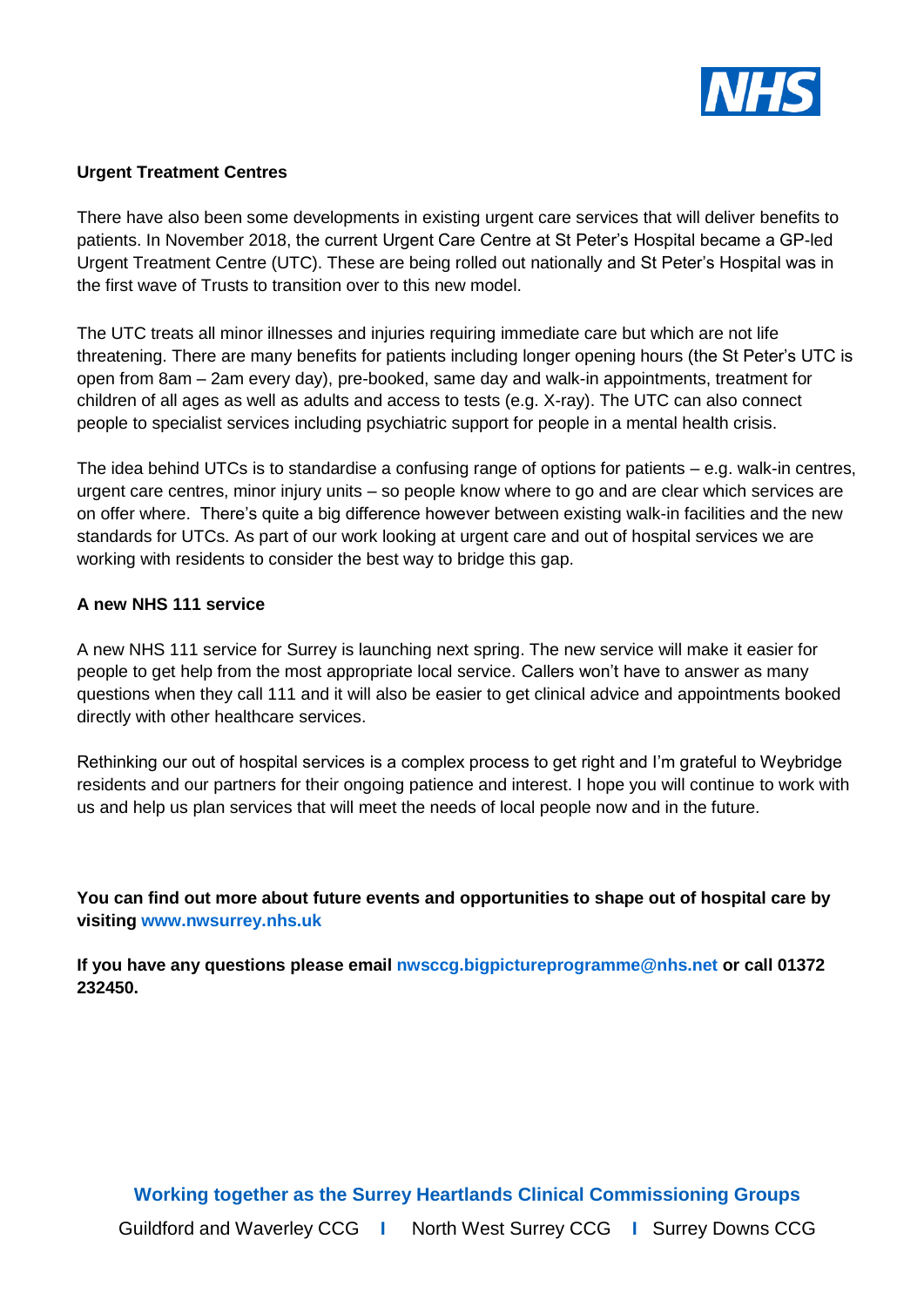**Urgent Treatment Centres**

There have also been some developments in existing urgent care services that will deliver benefits to patients. In November 2018, the current Urgent Care Centre at St Peter's Hospital became a GP-led Urgent Treatment Centre (UTC). These are being rolled out nationally and St Peter's Hospital was in the first wave of Trusts to transition over to this new model.

The UTC treats all minor illnesses and injuries requiring immediate care but which are not life threatening. There are many benefits for patients including longer opening hours (the St Peter's UTC is open from 8am – 2am every day), pre-booked, same day and walk-in appointments, treatment for children of all ages as well as adults and access to tests (e.g. X-ray). The UTC can also connect people to specialist services including psychiatric support for people in a mental health crisis.

The idea behind UTCs is to standardise a confusing range of options for patients – e.g. walk-in centres, urgent care centres, minor injury units – so people know where to go and are clear which services are on offer where. There's quite a big difference however between existing walk-in facilities and the new standards for UTCs. As part of our work looking at urgent care and out of hospital services we are working with residents to consider the best way to bridge this gap.

**A new NHS 111 service**

A new NHS 111 service for Surrey is launching next spring. The new service will make it easier for people to get help from the most appropriate local service. Callers won't have to answer as many questions when they call 111 and it will also be easier to get clinical advice and appointments booked directly with other healthcare services.

Rethinking our out of hospital services is a complex process to get right and I'm grateful to Weybridge residents and our partners for their ongoing patience and interest. I hope you will continue to work with us and help us plan services that will meet the needs of local people now and in the future.

**You can find out more about future events and opportunities to shape out of hospital care by visiting www.nwsurrey.nhs.uk**

**If you have any questions please email nwsccg.bigpictureprogramme@nhs.net or call 01372 232450.**

**Working together as the Surrey Heartlands Clinical Commissioning Groups**

Guildford and Waverley CCG | North West Surrey CCG | Surrey Downs CCG